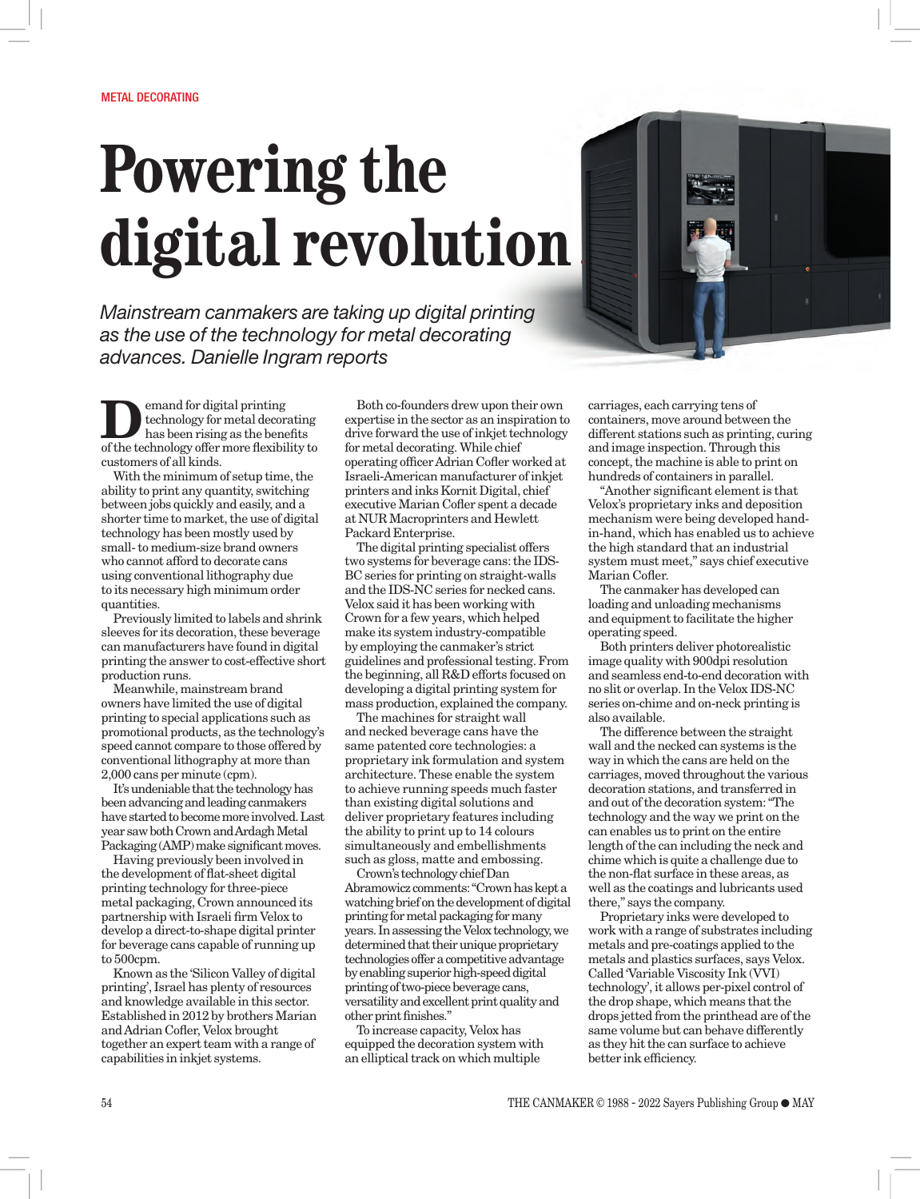METAL DECORATING

# Powering the digital revolution

*Mainstream canmakers are taking up digital printing as the use of the technology for metal decorating advances. Danielle Ingram reports*

Demand for digital printing technology for metal decorating has been rising as the benefits of the technology offer more flexibility to customers of all kinds.

With the minimum of setup time, the ability to print any quantity, switching between jobs quickly and easily, and a shorter time to market, the use of digital technology has been mostly used by small- to medium-size brand owners who cannot afford to decorate cans using conventional lithography due to its necessary high minimum order quantities.

Previously limited to labels and shrink sleeves for its decoration, these beverage can manufacturers have found in digital printing the answer to cost-effective short production runs.

Meanwhile, mainstream brand owners have limited the use of digital printing to special applications such as promotional products, as the technology's speed cannot compare to those offered by conventional lithography at more than 2,000 cans per minute (cpm).

It's undeniable that the technology has been advancing and leading canmakers have started to become more involved. Last year saw both Crown and Ardagh Metal Packaging (AMP) make significant moves.

Having previously been involved in the development of flat-sheet digital printing technology for three-piece metal packaging, Crown announced its partnership with Israeli firm Velox to develop a direct-to-shape digital printer for beverage cans capable of running up to 500cpm.

Known as the 'Silicon Valley of digital printing', Israel has plenty of resources and knowledge available in this sector. Established in 2012 by brothers Marian and Adrian Cofler, Velox brought together an expert team with a range of capabilities in inkjet systems.

Both co-founders drew upon their own expertise in the sector as an inspiration to drive forward the use of inkjet technology for metal decorating. While chief operating officer Adrian Cofler worked at Israeli-American manufacturer of inkjet printers and inks Kornit Digital, chief executive Marian Cofler spent a decade at NUR Macroprinters and Hewlett Packard Enterprise.

The digital printing specialist offers two systems for beverage cans: the IDS-BC series for printing on straight-walls and the IDS-NC series for necked cans. Velox said it has been working with Crown for a few years, which helped make its system industry-compatible by employing the canmaker's strict guidelines and professional testing. From the beginning, all R&D efforts focused on developing a digital printing system for mass production, explained the company.

The machines for straight wall and necked beverage cans have the same patented core technologies: a proprietary ink formulation and system architecture. These enable the system to achieve running speeds much faster than existing digital solutions and deliver proprietary features including the ability to print up to 14 colours simultaneously and embellishments such as gloss, matte and embossing.

Crown's technology chief Dan Abramowicz comments: "Crown has kept a watching brief on the development of digital printing for metal packaging for many years. In assessing the Velox technology, we determined that their unique proprietary technologies offer a competitive advantage by enabling superior high-speed digital printing of two-piece beverage cans, versatility and excellent print quality and other print finishes."

To increase capacity, Velox has equipped the decoration system with an elliptical track on which multiple carriages, each carrying tens of containers, move around between the different stations such as printing, curing and image inspection. Through this concept, the machine is able to print on hundreds of containers in parallel.

"Another significant element is that Velox's proprietary inks and deposition mechanism were being developed hand-in-hand, which has enabled us to achieve the high standard that an industrial system must meet," says chief executive Marian Cofler.

The canmaker has developed can loading and unloading mechanisms and equipment to facilitate the higher operating speed.

Both printers deliver photorealistic image quality with 900dpi resolution and seamless end-to-end decoration with no slit or overlap. In the Velox IDS-NC series on-chime and on-neck printing is also available.

The difference between the straight wall and the necked can systems is the way in which the cans are held on the carriages, moved throughout the various decoration stations, and transferred in and out of the decoration system: "The technology and the way we print on the can enables us to print on the entire length of the can including the neck and chime which is quite a challenge due to the non-flat surface in these areas, as well as the coatings and lubricants used there," says the company.

Proprietary inks were developed to work with a range of substrates including metals and pre-coatings applied to the metals and plastics surfaces, says Velox. Called 'Variable Viscosity Ink (VVI) technology', it allows per-pixel control of the drop shape, which means that the drops jetted from the printhead are of the same volume but can behave differently as they hit the can surface to achieve better ink efficiency.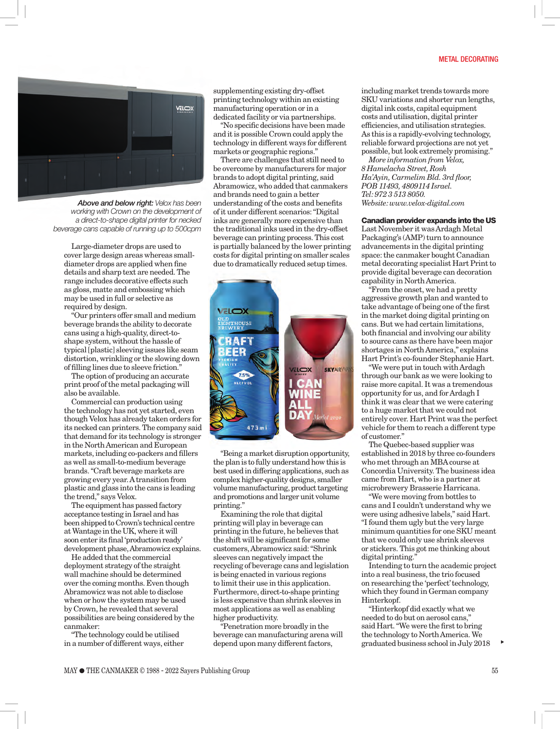***Above and below right:*** *Velox has been working with Crown on the development of a direct-to-shape digital printer for necked beverage cans capable of running up to 500cpm*

Large-diameter drops are used to cover large design areas whereas small-diameter drops are applied when fine details and sharp text are needed. The range includes decorative effects such as gloss, matte and embossing which may be used in full or selective as required by design.

"Our printers offer small and medium beverage brands the ability to decorate cans using a high-quality, direct-to-shape system, without the hassle of typical [plastic] sleeving issues like seam distortion, wrinkling or the slowing down of filling lines due to sleeve friction."

The option of producing an accurate print proof of the metal packaging will also be available.

Commercial can production using the technology has not yet started, even though Velox has already taken orders for its necked can printers. The company said that demand for its technology is stronger in the North American and European markets, including co-packers and fillers as well as small-to-medium beverage brands. "Craft beverage markets are growing every year. A transition from plastic and glass into the cans is leading the trend," says Velox.

The equipment has passed factory acceptance testing in Israel and has been shipped to Crown's technical centre at Wantage in the UK, where it will soon enter its final 'production ready' development phase, Abramowicz explains.

He added that the commercial deployment strategy of the straight wall machine should be determined over the coming months. Even though Abramowicz was not able to disclose when or how the system may be used by Crown, he revealed that several possibilities are being considered by the canmaker:

"The technology could be utilised in a number of different ways, either supplementing existing dry-offset printing technology within an existing manufacturing operation or in a dedicated facility or via partnerships.

"No specific decisions have been made and it is possible Crown could apply the technology in different ways for different markets or geographic regions."

There are challenges that still need to be overcome by manufacturers for major brands to adopt digital printing, said Abramowicz, who added that canmakers and brands need to gain a better understanding of the costs and benefits of it under different scenarios: "Digital inks are generally more expensive than the traditional inks used in the dry-offset beverage can printing process. This cost is partially balanced by the lower printing costs for digital printing on smaller scales due to dramatically reduced setup times.

"Being a market disruption opportunity, the plan is to fully understand how this is best used in differing applications, such as complex higher-quality designs, smaller volume manufacturing, product targeting and promotions and larger unit volume printing."

Examining the role that digital printing will play in beverage can printing in the future, he believes that the shift will be significant for some customers, Abramowicz said: "Shrink sleeves can negatively impact the recycling of beverage cans and legislation is being enacted in various regions to limit their use in this application. Furthermore, direct-to-shape printing is less expensive than shrink sleeves in most applications as well as enabling higher productivity.

"Penetration more broadly in the beverage can manufacturing arena will depend upon many different factors, including market trends towards more SKU variations and shorter run lengths, digital ink costs, capital equipment costs and utilisation, digital printer efficiencies, and utilisation strategies. As this is a rapidly-evolving technology, reliable forward projections are not yet possible, but look extremely promising."

*More information from Velox, 8 Hamelacha Street, Rosh Ha'Ayin, Carmelim Bld. 3rd floor, POB 11493, 4809114 Israel. Tel: 972 3 513 8050. Website: www.velox-digital.com*

### Canadian provider expands into the US

Last November it was Ardagh Metal Packaging's (AMP) turn to announce advancements in the digital printing space: the canmaker bought Canadian metal decorating specialist Hart Print to provide digital beverage can decoration capability in North America.

"From the onset, we had a pretty aggressive growth plan and wanted to take advantage of being one of the first in the market doing digital printing on cans. But we had certain limitations, both financial and involving our ability to source cans as there have been major shortages in North America," explains Hart Print's co-founder Stephanie Hart.

"We were put in touch with Ardagh through our bank as we were looking to raise more capital. It was a tremendous opportunity for us, and for Ardagh I think it was clear that we were catering to a huge market that we could not entirely cover. Hart Print was the perfect vehicle for them to reach a different type of customer."

The Quebec-based supplier was established in 2018 by three co-founders who met through an MBA course at Concordia University. The business idea came from Hart, who is a partner at microbrewery Brasserie Harricana.

"We were moving from bottles to cans and I couldn't understand why we were using adhesive labels," said Hart. "I found them ugly but the very large minimum quantities for one SKU meant that we could only use shrink sleeves or stickers. This got me thinking about digital printing."

Intending to turn the academic project into a real business, the trio focused on researching the 'perfect' technology, which they found in German company Hinterkopf.

"Hinterkopf did exactly what we needed to do but on aerosol cans," said Hart. "We were the first to bring the technology to North America. We graduated business school in July 2018